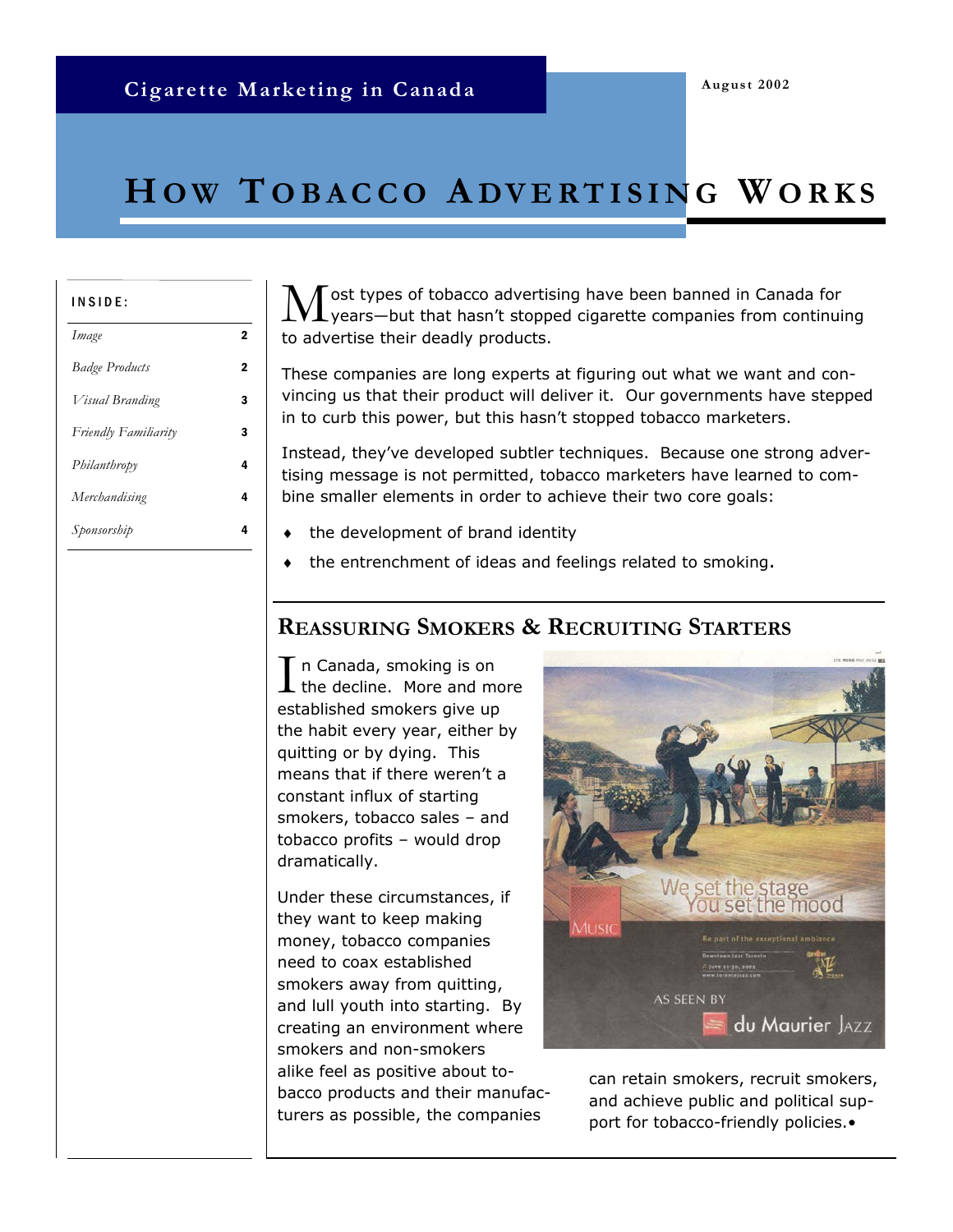Cigarette Marketing in Canada

August 2002

# HOW TOBACCO ADVERTISING WORKS

**INSIDE:**

| | |
|---|---|
| *Image* | 2 |
| *Badge Products* | 2 |
| *Visual Branding* | 3 |
| *Friendly Familiarity* | 3 |
| *Philanthropy* | 4 |
| *Merchandising* | 4 |
| *Sponsorship* | 4 |

Most types of tobacco advertising have been banned in Canada for years—but that hasn't stopped cigarette companies from continuing to advertise their deadly products.

These companies are long experts at figuring out what we want and convincing us that their product will deliver it. Our governments have stepped in to curb this power, but this hasn't stopped tobacco marketers.

Instead, they've developed subtler techniques. Because one strong advertising message is not permitted, tobacco marketers have learned to combine smaller elements in order to achieve their two core goals:

- the development of brand identity
- the entrenchment of ideas and feelings related to smoking.

## REASSURING SMOKERS & RECRUITING STARTERS

In Canada, smoking is on the decline. More and more established smokers give up the habit every year, either by quitting or by dying. This means that if there weren't a constant influx of starting smokers, tobacco sales – and tobacco profits – would drop dramatically.

Under these circumstances, if they want to keep making money, tobacco companies need to coax established smokers away from quitting, and lull youth into starting. By creating an environment where smokers and non-smokers alike feel as positive about tobacco products and their manufacturers as possible, the companies can retain smokers, recruit smokers, and achieve public and political support for tobacco-friendly policies.•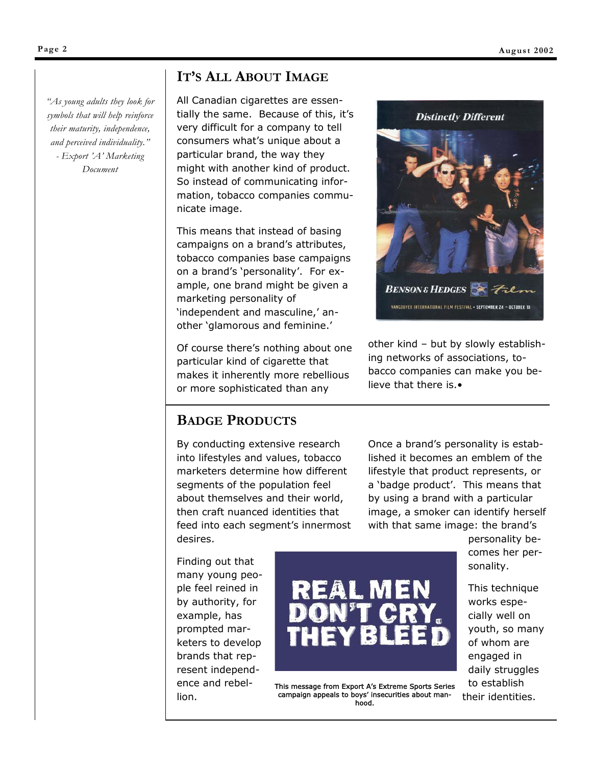> *"As young adults they look for symbols that will help reinforce their maturity, independence, and perceived individuality."*
> *- Export 'A' Marketing Document*

## IT'S ALL ABOUT IMAGE

All Canadian cigarettes are essentially the same. Because of this, it's very difficult for a company to tell consumers what's unique about a particular brand, the way they might with another kind of product. So instead of communicating information, tobacco companies communicate image.

This means that instead of basing campaigns on a brand's attributes, tobacco companies base campaigns on a brand's 'personality'. For example, one brand might be given a marketing personality of 'independent and masculine,' another 'glamorous and feminine.'

Of course there's nothing about one particular kind of cigarette that makes it inherently more rebellious or more sophisticated than any other kind – but by slowly establishing networks of associations, tobacco companies can make you believe that there is.•

## BADGE PRODUCTS

By conducting extensive research into lifestyles and values, tobacco marketers determine how different segments of the population feel about themselves and their world, then craft nuanced identities that feed into each segment's innermost desires.

Finding out that many young people feel reined in by authority, for example, has prompted marketers to develop brands that represent independence and rebellion.

Once a brand's personality is established it becomes an emblem of the lifestyle that product represents, or a 'badge product'. This means that by using a brand with a particular image, a smoker can identify herself with that same image: the brand's personality becomes her personality.

This technique works especially well on youth, so many of whom are engaged in daily struggles to establish their identities.

This message from Export A's Extreme Sports Series campaign appeals to boys' insecurities about manhood.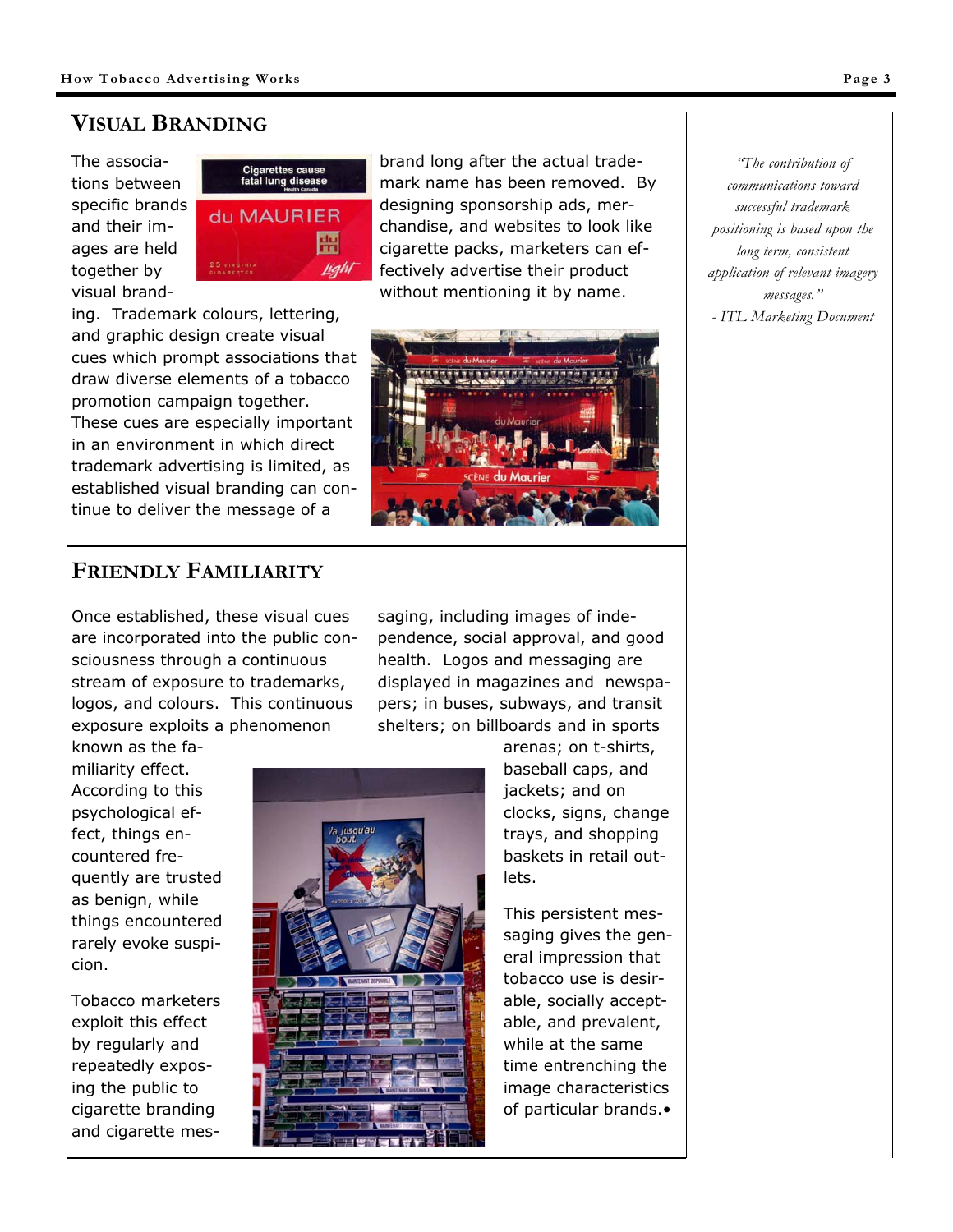## Visual Branding

The associations between specific brands and their images are held together by visual branding. Trademark colours, lettering, and graphic design create visual cues which prompt associations that draw diverse elements of a tobacco promotion campaign together. These cues are especially important in an environment in which direct trademark advertising is limited, as established visual branding can continue to deliver the message of a brand long after the actual trademark name has been removed. By designing sponsorship ads, merchandise, and websites to look like cigarette packs, marketers can effectively advertise their product without mentioning it by name.

*"The contribution of communications toward successful trademark positioning is based upon the long term, consistent application of relevant imagery messages."*
*- ITL Marketing Document*

## Friendly Familiarity

Once established, these visual cues are incorporated into the public consciousness through a continuous stream of exposure to trademarks, logos, and colours. This continuous exposure exploits a phenomenon known as the familiarity effect. According to this psychological effect, things encountered frequently are trusted as benign, while things encountered rarely evoke suspicion.

Tobacco marketers exploit this effect by regularly and repeatedly exposing the public to cigarette branding and cigarette messaging, including images of independence, social approval, and good health. Logos and messaging are displayed in magazines and newspapers; in buses, subways, and transit shelters; on billboards and in sports arenas; on t-shirts, baseball caps, and jackets; and on clocks, signs, change trays, and shopping baskets in retail outlets.

This persistent messaging gives the general impression that tobacco use is desirable, socially acceptable, and prevalent, while at the same time entrenching the image characteristics of particular brands.•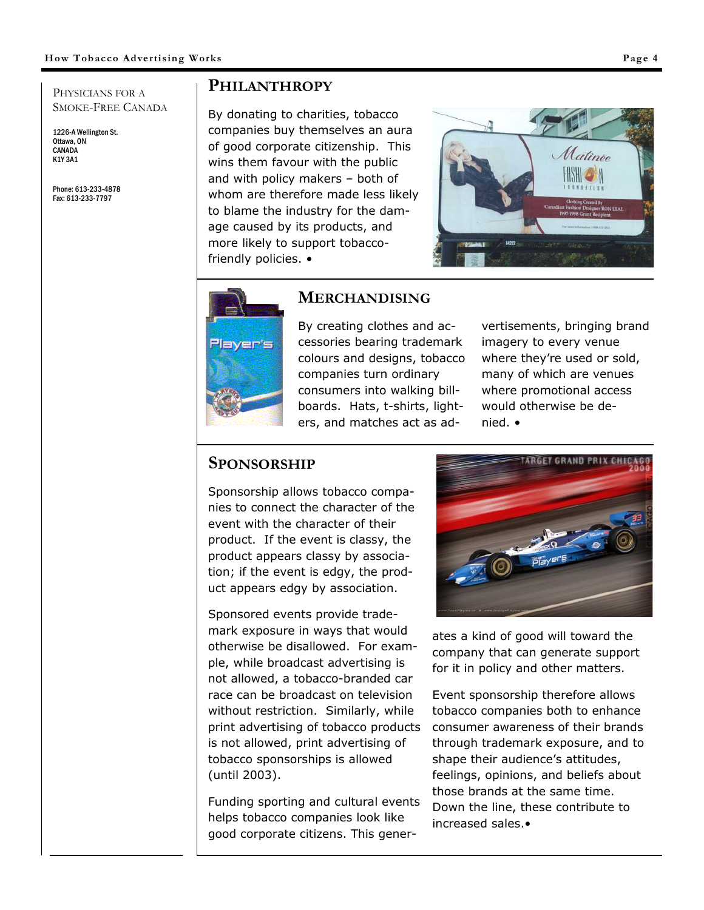PHYSICIANS FOR A SMOKE-FREE CANADA

1226-A Wellington St.
Ottawa, ON
CANADA
K1Y 3A1

Phone: 613-233-4878
Fax: 613-233-7797

## PHILANTHROPY

By donating to charities, tobacco companies buy themselves an aura of good corporate citizenship. This wins them favour with the public and with policy makers – both of whom are therefore made less likely to blame the industry for the damage caused by its products, and more likely to support tobacco-friendly policies. •

## MERCHANDISING

By creating clothes and accessories bearing trademark colours and designs, tobacco companies turn ordinary consumers into walking billboards. Hats, t-shirts, lighters, and matches act as advertisements, bringing brand imagery to every venue where they're used or sold, many of which are venues where promotional access would otherwise be denied. •

## SPONSORSHIP

Sponsorship allows tobacco companies to connect the character of the event with the character of their product. If the event is classy, the product appears classy by association; if the event is edgy, the product appears edgy by association.

Sponsored events provide trademark exposure in ways that would otherwise be disallowed. For example, while broadcast advertising is not allowed, a tobacco-branded car race can be broadcast on television without restriction. Similarly, while print advertising of tobacco products is not allowed, print advertising of tobacco sponsorships is allowed (until 2003).

Funding sporting and cultural events helps tobacco companies look like good corporate citizens. This generates a kind of good will toward the company that can generate support for it in policy and other matters.

Event sponsorship therefore allows tobacco companies both to enhance consumer awareness of their brands through trademark exposure, and to shape their audience's attitudes, feelings, opinions, and beliefs about those brands at the same time. Down the line, these contribute to increased sales.•